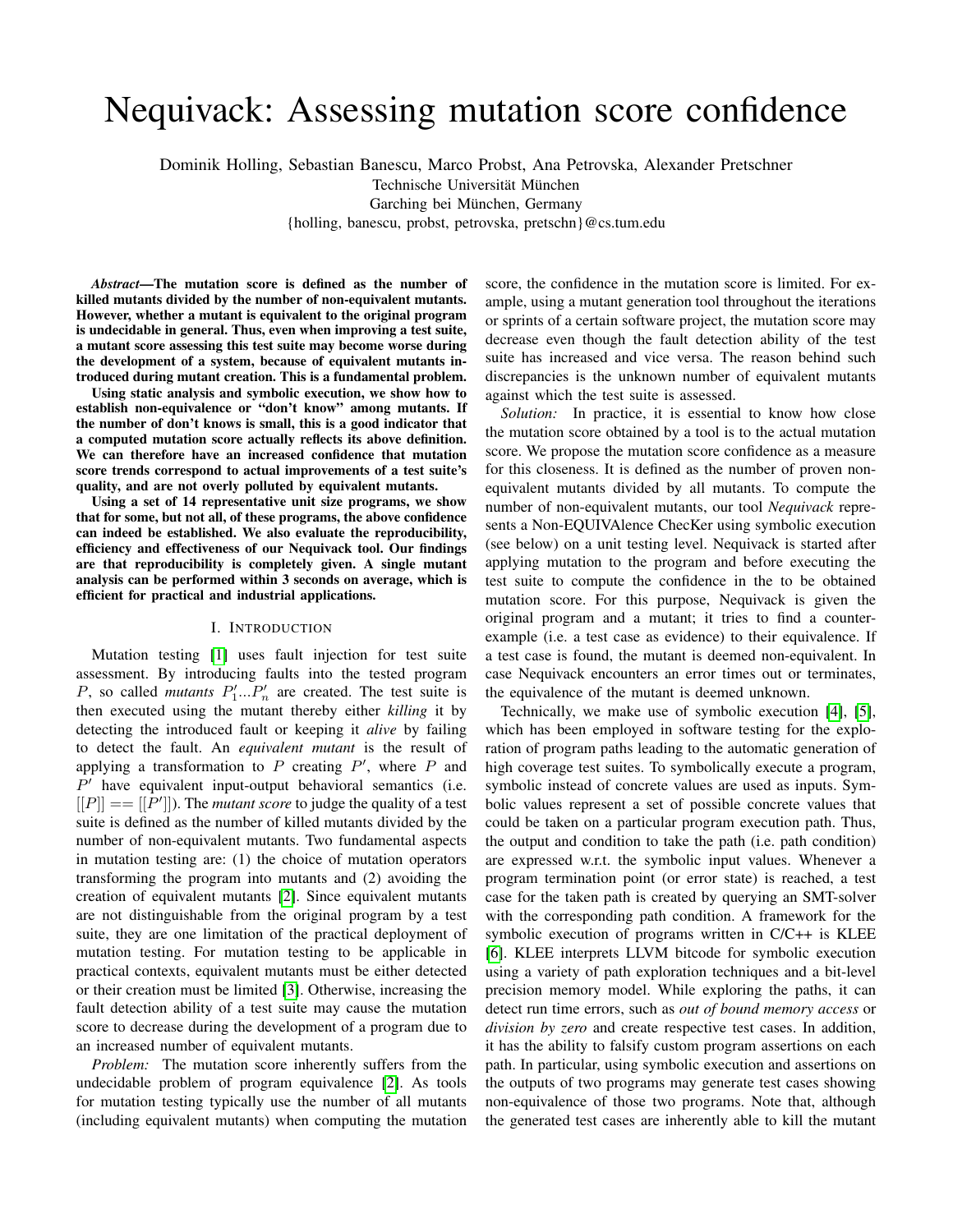# Nequivack: Assessing mutation score confidence

Dominik Holling, Sebastian Banescu, Marco Probst, Ana Petrovska, Alexander Pretschner
Technische Universität München
Garching bei München, Germany
{holling, banescu, probst, petrovska, pretschn}@cs.tum.edu

***Abstract*—The mutation score is defined as the number of killed mutants divided by the number of non-equivalent mutants. However, whether a mutant is equivalent to the original program is undecidable in general. Thus, even when improving a test suite, a mutant score assessing this test suite may become worse during the development of a system, because of equivalent mutants introduced during mutant creation. This is a fundamental problem.**

**Using static analysis and symbolic execution, we show how to establish non-equivalence or "don't know" among mutants. If the number of don't knows is small, this is a good indicator that a computed mutation score actually reflects its above definition. We can therefore have an increased confidence that mutation score trends correspond to actual improvements of a test suite's quality, and are not overly polluted by equivalent mutants.**

**Using a set of 14 representative unit size programs, we show that for some, but not all, of these programs, the above confidence can indeed be established. We also evaluate the reproducibility, efficiency and effectiveness of our Nequivack tool. Our findings are that reproducibility is completely given. A single mutant analysis can be performed within 3 seconds on average, which is efficient for practical and industrial applications.**

## I. Introduction

Mutation testing [1] uses fault injection for test suite assessment. By introducing faults into the tested program $P$, so called *mutants* $P'_1...P'_n$ are created. The test suite is then executed using the mutant thereby either *killing* it by detecting the introduced fault or keeping it *alive* by failing to detect the fault. An *equivalent mutant* is the result of applying a transformation to $P$ creating $P'$, where $P$ and $P'$ have equivalent input-output behavioral semantics (i.e. $[[P]] == [[P']]$). The *mutant score* to judge the quality of a test suite is defined as the number of killed mutants divided by the number of non-equivalent mutants. Two fundamental aspects in mutation testing are: (1) the choice of mutation operators transforming the program into mutants and (2) avoiding the creation of equivalent mutants [2]. Since equivalent mutants are not distinguishable from the original program by a test suite, they are one limitation of the practical deployment of mutation testing. For mutation testing to be applicable in practical contexts, equivalent mutants must be either detected or their creation must be limited [3]. Otherwise, increasing the fault detection ability of a test suite may cause the mutation score to decrease during the development of a program due to an increased number of equivalent mutants.

*Problem:* The mutation score inherently suffers from the undecidable problem of program equivalence [2]. As tools for mutation testing typically use the number of all mutants (including equivalent mutants) when computing the mutation score, the confidence in the mutation score is limited. For example, using a mutant generation tool throughout the iterations or sprints of a certain software project, the mutation score may decrease even though the fault detection ability of the test suite has increased and vice versa. The reason behind such discrepancies is the unknown number of equivalent mutants against which the test suite is assessed.

*Solution:* In practice, it is essential to know how close the mutation score obtained by a tool is to the actual mutation score. We propose the mutation score confidence as a measure for this closeness. It is defined as the number of proven non-equivalent mutants divided by all mutants. To compute the number of non-equivalent mutants, our tool *Nequivack* represents a Non-EQUIVAlence ChecKer using symbolic execution (see below) on a unit testing level. Nequivack is started after applying mutation to the program and before executing the test suite to compute the confidence in the to be obtained mutation score. For this purpose, Nequivack is given the original program and a mutant; it tries to find a counter-example (i.e. a test case as evidence) to their equivalence. If a test case is found, the mutant is deemed non-equivalent. In case Nequivack encounters an error times out or terminates, the equivalence of the mutant is deemed unknown.

Technically, we make use of symbolic execution [4], [5], which has been employed in software testing for the exploration of program paths leading to the automatic generation of high coverage test suites. To symbolically execute a program, symbolic instead of concrete values are used as inputs. Symbolic values represent a set of possible concrete values that could be taken on a particular program execution path. Thus, the output and condition to take the path (i.e. path condition) are expressed w.r.t. the symbolic input values. Whenever a program termination point (or error state) is reached, a test case for the taken path is created by querying an SMT-solver with the corresponding path condition. A framework for the symbolic execution of programs written in C/C++ is KLEE [6]. KLEE interprets LLVM bitcode for symbolic execution using a variety of path exploration techniques and a bit-level precision memory model. While exploring the paths, it can detect run time errors, such as *out of bound memory access* or *division by zero* and create respective test cases. In addition, it has the ability to falsify custom program assertions on each path. In particular, using symbolic execution and assertions on the outputs of two programs may generate test cases showing non-equivalence of those two programs. Note that, although the generated test cases are inherently able to kill the mutant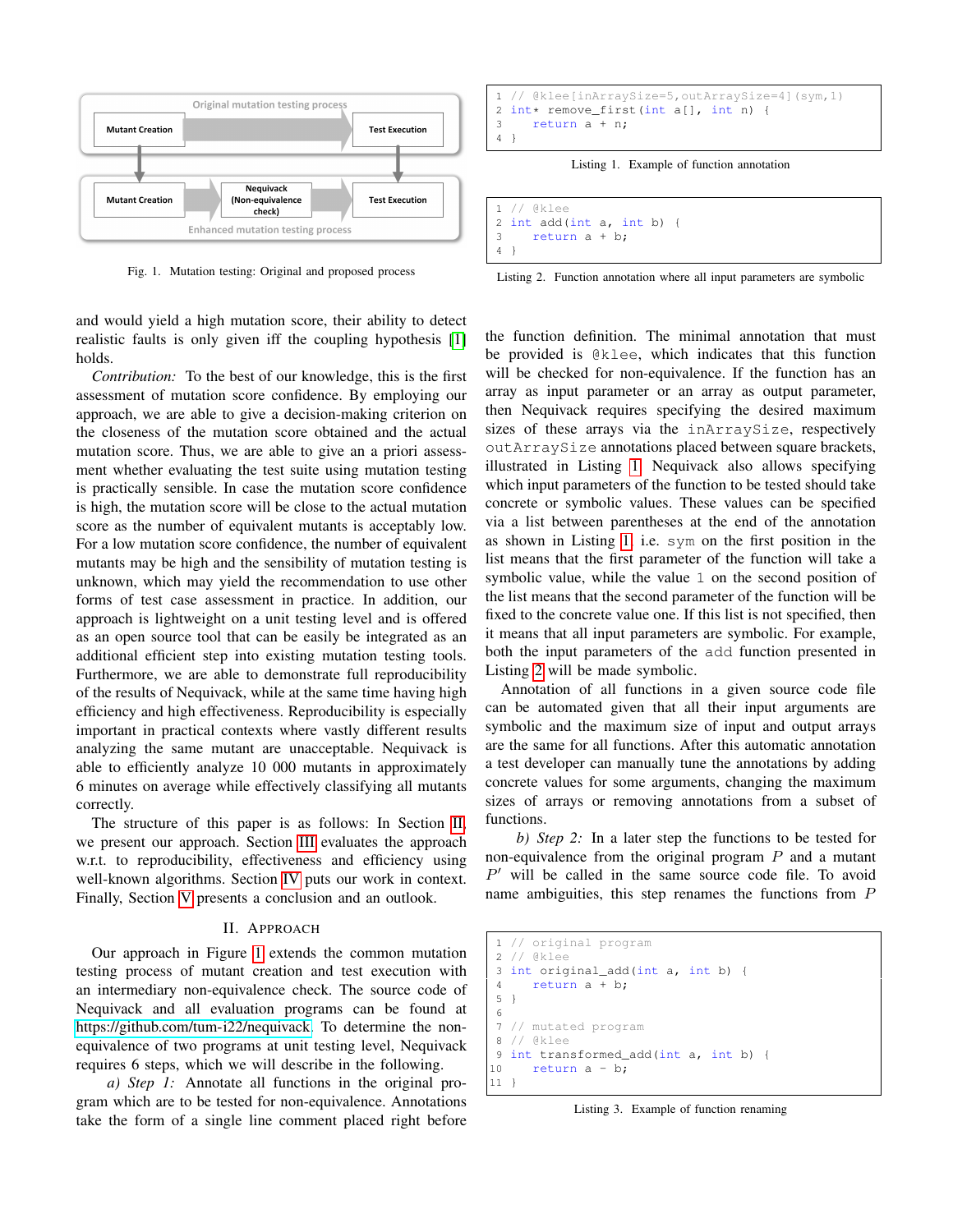Original mutation testing process

Mutant Creation → Test Execution

Mutant Creation → Nequivack (Non-equivalence check) → Test Execution

Enhanced mutation testing process

Fig. 1. Mutation testing: Original and proposed process

and would yield a high mutation score, their ability to detect realistic faults is only given iff the coupling hypothesis [1] holds.

*Contribution:* To the best of our knowledge, this is the first assessment of mutation score confidence. By employing our approach, we are able to give a decision-making criterion on the closeness of the mutation score obtained and the actual mutation score. Thus, we are able to give an a priori assessment whether evaluating the test suite using mutation testing is practically sensible. In case the mutation score confidence is high, the mutation score will be close to the actual mutation score as the number of equivalent mutants is acceptably low. For a low mutation score confidence, the number of equivalent mutants may be high and the sensibility of mutation testing is unknown, which may yield the recommendation to use other forms of test case assessment in practice. In addition, our approach is lightweight on a unit testing level and is offered as an open source tool that can be easily be integrated as an additional efficient step into existing mutation testing tools. Furthermore, we are able to demonstrate full reproducibility of the results of Nequivack, while at the same time having high efficiency and high effectiveness. Reproducibility is especially important in practical contexts where vastly different results analyzing the same mutant are unacceptable. Nequivack is able to efficiently analyze 10 000 mutants in approximately 6 minutes on average while effectively classifying all mutants correctly.

The structure of this paper is as follows: In Section II, we present our approach. Section III evaluates the approach w.r.t. to reproducibility, effectiveness and efficiency using well-known algorithms. Section IV puts our work in context. Finally, Section V presents a conclusion and an outlook.

## II. Approach

Our approach in Figure 1 extends the common mutation testing process of mutant creation and test execution with an intermediary non-equivalence check. The source code of Nequivack and all evaluation programs can be found at https://github.com/tum-i22/nequivack. To determine the non-equivalence of two programs at unit testing level, Nequivack requires 6 steps, which we will describe in the following.

*a) Step 1:* Annotate all functions in the original program which are to be tested for non-equivalence. Annotations take the form of a single line comment placed right before the function definition. The minimal annotation that must be provided is `@klee`, which indicates that this function will be checked for non-equivalence. If the function has an array as input parameter or an array as output parameter, then Nequivack requires specifying the desired maximum sizes of these arrays via the `inArraySize`, respectively `outArraySize` annotations placed between square brackets, illustrated in Listing 1. Nequivack also allows specifying which input parameters of the function to be tested should take concrete or symbolic values. These values can be specified via a list between parentheses at the end of the annotation as shown in Listing 1, i.e. `sym` on the first position in the list means that the first parameter of the function will take a symbolic value, while the value `1` on the second position of the list means that the second parameter of the function will be fixed to the concrete value one. If this list is not specified, then it means that all input parameters are symbolic. For example, both the input parameters of the `add` function presented in Listing 2 will be made symbolic.

```
1 // @klee[inArraySize=5,outArraySize=4](sym,1)
2 int* remove_first(int a[], int n) {
3     return a + n;
4 }
```

Listing 1. Example of function annotation

```
1 // @klee
2 int add(int a, int b) {
3     return a + b;
4 }
```

Listing 2. Function annotation where all input parameters are symbolic

Annotation of all functions in a given source code file can be automated given that all their input arguments are symbolic and the maximum size of input and output arrays are the same for all functions. After this automatic annotation a test developer can manually tune the annotations by adding concrete values for some arguments, changing the maximum sizes of arrays or removing annotations from a subset of functions.

*b) Step 2:* In a later step the functions to be tested for non-equivalence from the original program $P$ and a mutant $P'$ will be called in the same source code file. To avoid name ambiguities, this step renames the functions from $P$

```
1  // original program
2  // @klee
3  int original_add(int a, int b) {
4      return a + b;
5  }
6
7  // mutated program
8  // @klee
9  int transformed_add(int a, int b) {
10     return a - b;
11 }
```

Listing 3. Example of function renaming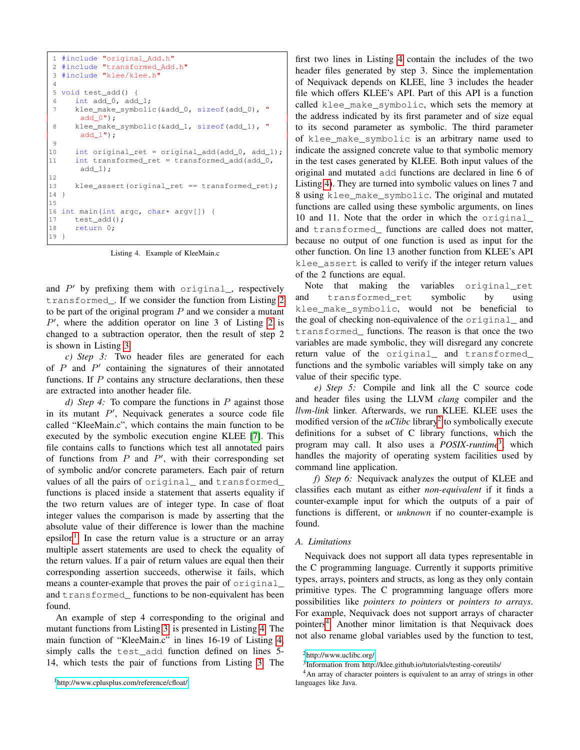```c
#include "original_Add.h"
#include "transformed_Add.h"
#include "klee/klee.h"

void test_add() {
   int add_0, add_1;
   klee_make_symbolic(&add_0, sizeof(add_0), "add_0");
   klee_make_symbolic(&add_1, sizeof(add_1), "add_1");

   int original_ret = original_add(add_0, add_1);
   int transformed_ret = transformed_add(add_0, add_1);

   klee_assert(original_ret == transformed_ret);
}

int main(int argc, char* argv[]) {
   test_add();
   return 0;
}
```

Listing 4. Example of KleeMain.c

and $P'$ by prefixing them with `original_`, respectively `transformed_`. If we consider the function from Listing 2 to be part of the original program $P$ and we consider a mutant $P'$, where the addition operator on line 3 of Listing 2 is changed to a subtraction operator, then the result of step 2 is shown in Listing 3.

*c) Step 3:* Two header files are generated for each of $P$ and $P'$ containing the signatures of their annotated functions. If $P$ contains any structure declarations, then these are extracted into another header file.

*d) Step 4:* To compare the functions in $P$ against those in its mutant $P'$, Nequivack generates a source code file called "KleeMain.c", which contains the main function to be executed by the symbolic execution engine KLEE [7]. This file contains calls to functions which test all annotated pairs of functions from $P$ and $P'$, with their corresponding set of symbolic and/or concrete parameters. Each pair of return values of all the pairs of `original_` and `transformed_` functions is placed inside a statement that asserts equality if the two return values are of integer type. In case of float integer values the comparison is made by asserting that the absolute value of their difference is lower than the machine epsilon[1]. In case the return value is a structure or an array multiple assert statements are used to check the equality of the return values. If a pair of return values are equal then their corresponding assertion succeeds, otherwise it fails, which means a counter-example that proves the pair of `original_` and `transformed_` functions to be non-equivalent has been found.

An example of step 4 corresponding to the original and mutant functions from Listing 3, is presented in Listing 4. The main function of "KleeMain.c" in lines 16-19 of Listing 4, simply calls the `test_add` function defined on lines 5-14, which tests the pair of functions from Listing 3. The first two lines in Listing 4 contain the includes of the two header files generated by step 3. Since the implementation of Nequivack depends on KLEE, line 3 includes the header file which offers KLEE's API. Part of this API is a function called `klee_make_symbolic`, which sets the memory at the address indicated by its first parameter and of size equal to its second parameter as symbolic. The third parameter of `klee_make_symbolic` is an arbitrary name used to indicate the assigned concrete value to that symbolic memory in the test cases generated by KLEE. Both input values of the original and mutated `add` functions are declared in line 6 of Listing 4). They are turned into symbolic values on lines 7 and 8 using `klee_make_symbolic`. The original and mutated functions are called using these symbolic arguments, on lines 10 and 11. Note that the order in which the `original_` and `transformed_` functions are called does not matter, because no output of one function is used as input for the other function. On line 13 another function from KLEE's API `klee_assert` is called to verify if the integer return values of the 2 functions are equal.

Note that making the variables `original_ret` and `transformed_ret` symbolic by using `klee_make_symbolic`, would not be beneficial to the goal of checking non-equivalence of the `original_` and `transformed_` functions. The reason is that once the two variables are made symbolic, they will disregard any concrete return value of the `original_` and `transformed_` functions and the symbolic variables will simply take on any value of their specific type.

*e) Step 5:* Compile and link all the C source code and header files using the LLVM *clang* compiler and the *llvm-link* linker. Afterwards, we run KLEE. KLEE uses the modified version of the *uClibc* library[2] to symbolically execute definitions for a subset of C library functions, which the program may call. It also uses a *POSIX-runtime*[3], which handles the majority of operating system facilities used by command line application.

*f) Step 6:* Nequivack analyzes the output of KLEE and classifies each mutant as either *non-equivalent* if it finds a counter-example input for which the outputs of a pair of functions is different, or *unknown* if no counter-example is found.

### A. Limitations

Nequivack does not support all data types representable in the C programming language. Currently it supports primitive types, arrays, pointers and structs, as long as they only contain primitive types. The C programming language offers more possibilities like *pointers to pointers* or *pointers to arrays*. For example, Nequivack does not support arrays of character pointers[4]. Another minor limitation is that Nequivack does not also rename global variables used by the function to test,

[1] http://www.cplusplus.com/reference/cfloat/

[2] http://www.uclibc.org/

[3] Information from http://klee.github.io/tutorials/testing-coreutils/

[4] An array of character pointers is equivalent to an array of strings in other languages like Java.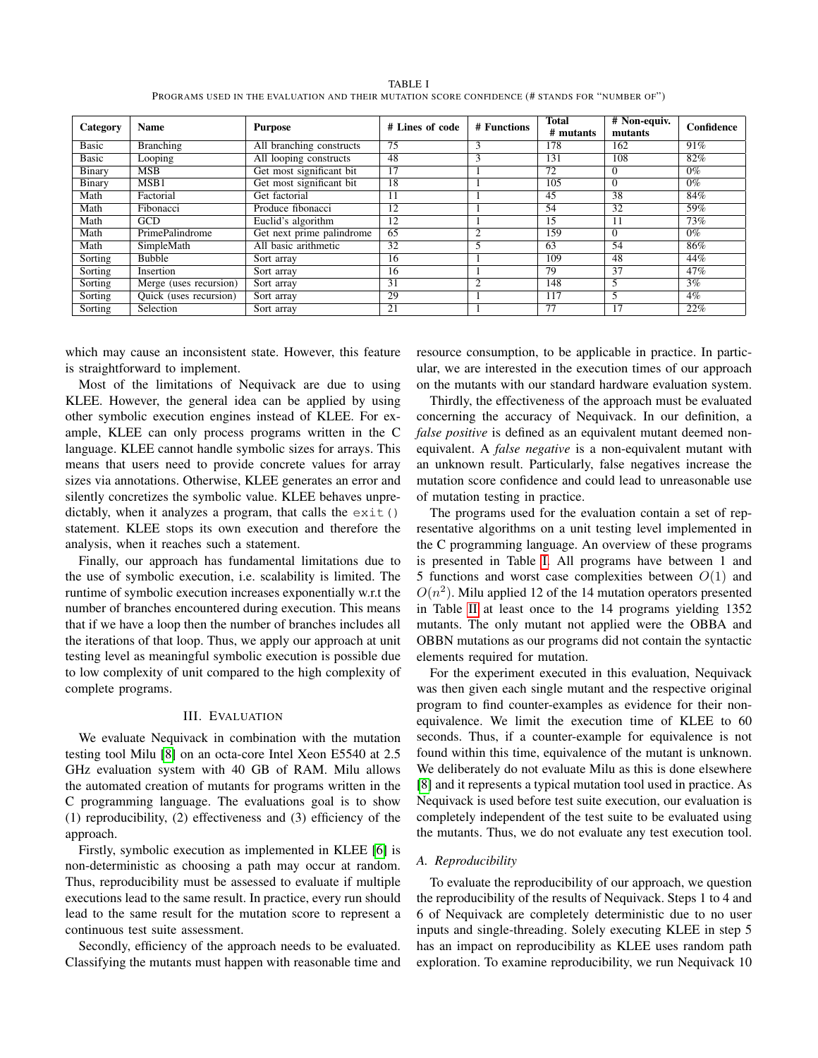TABLE I
PROGRAMS USED IN THE EVALUATION AND THEIR MUTATION SCORE CONFIDENCE (# STANDS FOR "NUMBER OF")

| Category | Name | Purpose | # Lines of code | # Functions | Total # mutants | # Non-equiv. mutants | Confidence |
|---|---|---|---|---|---|---|---|
| Basic | Branching | All branching constructs | 75 | 3 | 178 | 162 | 91% |
| Basic | Looping | All looping constructs | 48 | 3 | 131 | 108 | 82% |
| Binary | MSB | Get most significant bit | 17 | 1 | 72 | 0 | 0% |
| Binary | MSB1 | Get most significant bit | 18 | 1 | 105 | 0 | 0% |
| Math | Factorial | Get factorial | 11 | 1 | 45 | 38 | 84% |
| Math | Fibonacci | Produce fibonacci | 12 | 1 | 54 | 32 | 59% |
| Math | GCD | Euclid's algorithm | 12 | 1 | 15 | 11 | 73% |
| Math | PrimePalindrome | Get next prime palindrome | 65 | 2 | 159 | 0 | 0% |
| Math | SimpleMath | All basic arithmetic | 32 | 5 | 63 | 54 | 86% |
| Sorting | Bubble | Sort array | 16 | 1 | 109 | 48 | 44% |
| Sorting | Insertion | Sort array | 16 | 1 | 79 | 37 | 47% |
| Sorting | Merge (uses recursion) | Sort array | 31 | 2 | 148 | 5 | 3% |
| Sorting | Quick (uses recursion) | Sort array | 29 | 1 | 117 | 5 | 4% |
| Sorting | Selection | Sort array | 21 | 1 | 77 | 17 | 22% |

which may cause an inconsistent state. However, this feature is straightforward to implement.

Most of the limitations of Nequivack are due to using KLEE. However, the general idea can be applied by using other symbolic execution engines instead of KLEE. For example, KLEE can only process programs written in the C language. KLEE cannot handle symbolic sizes for arrays. This means that users need to provide concrete values for array sizes via annotations. Otherwise, KLEE generates an error and silently concretizes the symbolic value. KLEE behaves unpredictably, when it analyzes a program, that calls the `exit()` statement. KLEE stops its own execution and therefore the analysis, when it reaches such a statement.

Finally, our approach has fundamental limitations due to the use of symbolic execution, i.e. scalability is limited. The runtime of symbolic execution increases exponentially w.r.t the number of branches encountered during execution. This means that if we have a loop then the number of branches includes all the iterations of that loop. Thus, we apply our approach at unit testing level as meaningful symbolic execution is possible due to low complexity of unit compared to the high complexity of complete programs.

## III. EVALUATION

We evaluate Nequivack in combination with the mutation testing tool Milu [8] on an octa-core Intel Xeon E5540 at 2.5 GHz evaluation system with 40 GB of RAM. Milu allows the automated creation of mutants for programs written in the C programming language. The evaluations goal is to show (1) reproducibility, (2) effectiveness and (3) efficiency of the approach.

Firstly, symbolic execution as implemented in KLEE [6] is non-deterministic as choosing a path may occur at random. Thus, reproducibility must be assessed to evaluate if multiple executions lead to the same result. In practice, every run should lead to the same result for the mutation score to represent a continuous test suite assessment.

Secondly, efficiency of the approach needs to be evaluated. Classifying the mutants must happen with reasonable time and resource consumption, to be applicable in practice. In particular, we are interested in the execution times of our approach on the mutants with our standard hardware evaluation system.

Thirdly, the effectiveness of the approach must be evaluated concerning the accuracy of Nequivack. In our definition, a *false positive* is defined as an equivalent mutant deemed non-equivalent. A *false negative* is a non-equivalent mutant with an unknown result. Particularly, false negatives increase the mutation score confidence and could lead to unreasonable use of mutation testing in practice.

The programs used for the evaluation contain a set of representative algorithms on a unit testing level implemented in the C programming language. An overview of these programs is presented in Table I. All programs have between 1 and 5 functions and worst case complexities between $O(1)$ and $O(n^2)$. Milu applied 12 of the 14 mutation operators presented in Table II at least once to the 14 programs yielding 1352 mutants. The only mutant not applied were the OBBA and OBBN mutations as our programs did not contain the syntactic elements required for mutation.

For the experiment executed in this evaluation, Nequivack was then given each single mutant and the respective original program to find counter-examples as evidence for their non-equivalence. We limit the execution time of KLEE to 60 seconds. Thus, if a counter-example for equivalence is not found within this time, equivalence of the mutant is unknown. We deliberately do not evaluate Milu as this is done elsewhere [8] and it represents a typical mutation tool used in practice. As Nequivack is used before test suite execution, our evaluation is completely independent of the test suite to be evaluated using the mutants. Thus, we do not evaluate any test execution tool.

### A. Reproducibility

To evaluate the reproducibility of our approach, we question the reproducibility of the results of Nequivack. Steps 1 to 4 and 6 of Nequivack are completely deterministic due to no user inputs and single-threading. Solely executing KLEE in step 5 has an impact on reproducibility as KLEE uses random path exploration. To examine reproducibility, we run Nequivack 10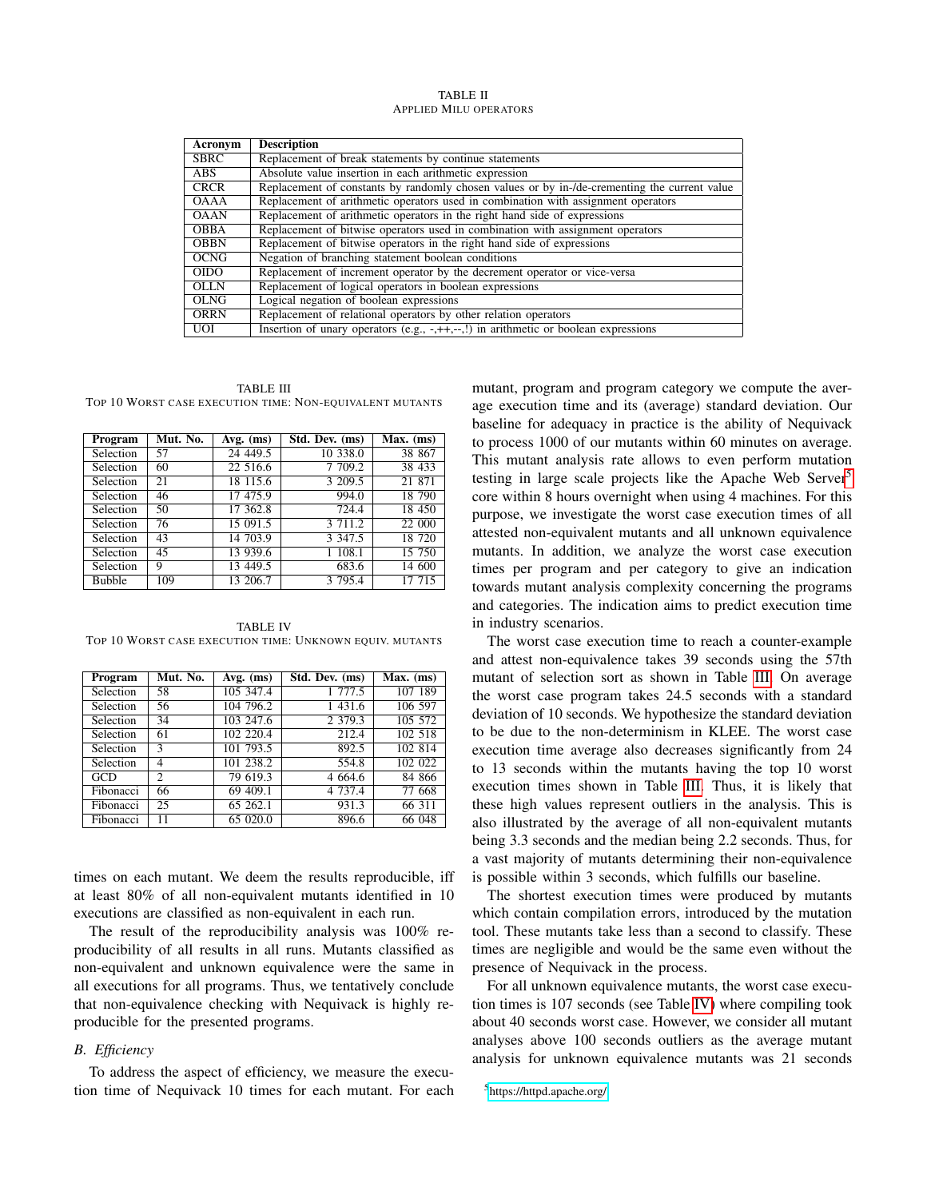TABLE II
APPLIED MILU OPERATORS

| Acronym | Description |
|---|---|
| SBRC | Replacement of break statements by continue statements |
| ABS | Absolute value insertion in each arithmetic expression |
| CRCR | Replacement of constants by randomly chosen values or by in-/de-crementing the current value |
| OAAA | Replacement of arithmetic operators used in combination with assignment operators |
| OAAN | Replacement of arithmetic operators in the right hand side of expressions |
| OBBA | Replacement of bitwise operators used in combination with assignment operators |
| OBBN | Replacement of bitwise operators in the right hand side of expressions |
| OCNG | Negation of branching statement boolean conditions |
| OIDO | Replacement of increment operator by the decrement operator or vice-versa |
| OLLN | Replacement of logical operators in boolean expressions |
| OLNG | Logical negation of boolean expressions |
| ORRN | Replacement of relational operators by other relation operators |
| UOI | Insertion of unary operators (e.g., -,++,--,!) in arithmetic or boolean expressions |

TABLE III
TOP 10 WORST CASE EXECUTION TIME: NON-EQUIVALENT MUTANTS

| Program | Mut. No. | Avg. (ms) | Std. Dev. (ms) | Max. (ms) |
|---|---|---|---|---|
| Selection | 57 | 24 449.5 | 10 338.0 | 38 867 |
| Selection | 60 | 22 516.6 | 7 709.2 | 38 433 |
| Selection | 21 | 18 115.6 | 3 209.5 | 21 871 |
| Selection | 46 | 17 475.9 | 994.0 | 18 790 |
| Selection | 50 | 17 362.8 | 724.4 | 18 450 |
| Selection | 76 | 15 091.5 | 3 711.2 | 22 000 |
| Selection | 43 | 14 703.9 | 3 347.5 | 18 720 |
| Selection | 45 | 13 939.6 | 1 108.1 | 15 750 |
| Selection | 9 | 13 449.5 | 683.6 | 14 600 |
| Bubble | 109 | 13 206.7 | 3 795.4 | 17 715 |

TABLE IV
TOP 10 WORST CASE EXECUTION TIME: UNKNOWN EQUIV. MUTANTS

| Program | Mut. No. | Avg. (ms) | Std. Dev. (ms) | Max. (ms) |
|---|---|---|---|---|
| Selection | 58 | 105 347.4 | 1 777.5 | 107 189 |
| Selection | 56 | 104 796.2 | 1 431.6 | 106 597 |
| Selection | 34 | 103 247.6 | 2 379.3 | 105 572 |
| Selection | 61 | 102 220.4 | 212.4 | 102 518 |
| Selection | 3 | 101 793.5 | 892.5 | 102 814 |
| Selection | 4 | 101 238.2 | 554.8 | 102 022 |
| GCD | 2 | 79 619.3 | 4 664.6 | 84 866 |
| Fibonacci | 66 | 69 409.1 | 4 737.4 | 77 668 |
| Fibonacci | 25 | 65 262.1 | 931.3 | 66 311 |
| Fibonacci | 11 | 65 020.0 | 896.6 | 66 048 |

times on each mutant. We deem the results reproducible, iff at least 80% of all non-equivalent mutants identified in 10 executions are classified as non-equivalent in each run.

The result of the reproducibility analysis was 100% reproducibility of all results in all runs. Mutants classified as non-equivalent and unknown equivalence were the same in all executions for all programs. Thus, we tentatively conclude that non-equivalence checking with Nequivack is highly reproducible for the presented programs.

### B. Efficiency

To address the aspect of efficiency, we measure the execution time of Nequivack 10 times for each mutant. For each mutant, program and program category we compute the average execution time and its (average) standard deviation. Our baseline for adequacy in practice is the ability of Nequivack to process 1000 of our mutants within 60 minutes on average. This mutant analysis rate allows to even perform mutation testing in large scale projects like the Apache Web Server[5] core within 8 hours overnight when using 4 machines. For this purpose, we investigate the worst case execution times of all attested non-equivalent mutants and all unknown equivalence mutants. In addition, we analyze the worst case execution times per program and per category to give an indication towards mutant analysis complexity concerning the programs and categories. The indication aims to predict execution time in industry scenarios.

The worst case execution time to reach a counter-example and attest non-equivalence takes 39 seconds using the 57th mutant of selection sort as shown in Table III. On average the worst case program takes 24.5 seconds with a standard deviation of 10 seconds. We hypothesize the standard deviation to be due to the non-determinism in KLEE. The worst case execution time average also decreases significantly from 24 to 13 seconds within the mutants having the top 10 worst execution times shown in Table III. Thus, it is likely that these high values represent outliers in the analysis. This is also illustrated by the average of all non-equivalent mutants being 3.3 seconds and the median being 2.2 seconds. Thus, for a vast majority of mutants determining their non-equivalence is possible within 3 seconds, which fulfills our baseline.

The shortest execution times were produced by mutants which contain compilation errors, introduced by the mutation tool. These mutants take less than a second to classify. These times are negligible and would be the same even without the presence of Nequivack in the process.

For all unknown equivalence mutants, the worst case execution times is 107 seconds (see Table IV) where compiling took about 40 seconds worst case. However, we consider all mutant analyses above 100 seconds outliers as the average mutant analysis for unknown equivalence mutants was 21 seconds

[5] https://httpd.apache.org/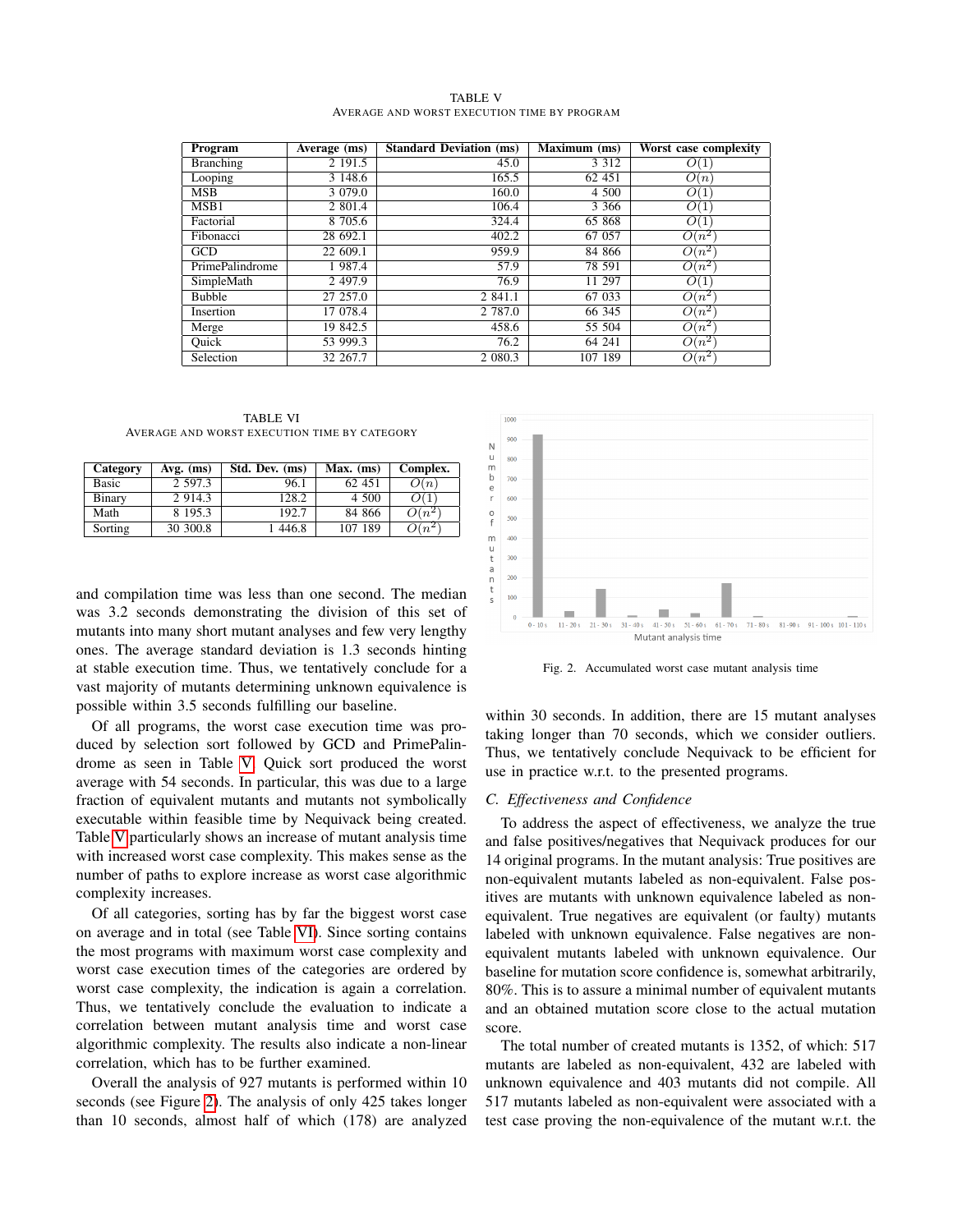TABLE V
AVERAGE AND WORST EXECUTION TIME BY PROGRAM

| Program | Average (ms) | Standard Deviation (ms) | Maximum (ms) | Worst case complexity |
|---|---|---|---|---|
| Branching | 2 191.5 | 45.0 | 3 312 | $O(1)$ |
| Looping | 3 148.6 | 165.5 | 62 451 | $O(n)$ |
| MSB | 3 079.0 | 160.0 | 4 500 | $O(1)$ |
| MSB1 | 2 801.4 | 106.4 | 3 366 | $O(1)$ |
| Factorial | 8 705.6 | 324.4 | 65 868 | $O(1)$ |
| Fibonacci | 28 692.1 | 402.2 | 67 057 | $O(n^2)$ |
| GCD | 22 609.1 | 959.9 | 84 866 | $O(n^2)$ |
| PrimePalindrome | 1 987.4 | 57.9 | 78 591 | $O(n^2)$ |
| SimpleMath | 2 497.9 | 76.9 | 11 297 | $O(1)$ |
| Bubble | 27 257.0 | 2 841.1 | 67 033 | $O(n^2)$ |
| Insertion | 17 078.4 | 2 787.0 | 66 345 | $O(n^2)$ |
| Merge | 19 842.5 | 458.6 | 55 504 | $O(n^2)$ |
| Quick | 53 999.3 | 76.2 | 64 241 | $O(n^2)$ |
| Selection | 32 267.7 | 2 080.3 | 107 189 | $O(n^2)$ |

TABLE VI
AVERAGE AND WORST EXECUTION TIME BY CATEGORY

| Category | Avg. (ms) | Std. Dev. (ms) | Max. (ms) | Complex. |
|---|---|---|---|---|
| Basic | 2 597.3 | 96.1 | 62 451 | $O(n)$ |
| Binary | 2 914.3 | 128.2 | 4 500 | $O(1)$ |
| Math | 8 195.3 | 192.7 | 84 866 | $O(n^2)$ |
| Sorting | 30 300.8 | 1 446.8 | 107 189 | $O(n^2)$ |

and compilation time was less than one second. The median was 3.2 seconds demonstrating the division of this set of mutants into many short mutant analyses and few very lengthy ones. The average standard deviation is 1.3 seconds hinting at stable execution time. Thus, we tentatively conclude for a vast majority of mutants determining unknown equivalence is possible within 3.5 seconds fulfilling our baseline.

Of all programs, the worst case execution time was produced by selection sort followed by GCD and PrimePalindrome as seen in Table V. Quick sort produced the worst average with 54 seconds. In particular, this was due to a large fraction of equivalent mutants and mutants not symbolically executable within feasible time by Nequivack being created. Table V particularly shows an increase of mutant analysis time with increased worst case complexity. This makes sense as the number of paths to explore increase as worst case algorithmic complexity increases.

Of all categories, sorting has by far the biggest worst case on average and in total (see Table VI). Since sorting contains the most programs with maximum worst case complexity and worst case execution times of the categories are ordered by worst case complexity, the indication is again a correlation. Thus, we tentatively conclude the evaluation to indicate a correlation between mutant analysis time and worst case algorithmic complexity. The results also indicate a non-linear correlation, which has to be further examined.

Overall the analysis of 927 mutants is performed within 10 seconds (see Figure 2). The analysis of only 425 takes longer than 10 seconds, almost half of which (178) are analyzed within 30 seconds. In addition, there are 15 mutant analyses taking longer than 70 seconds, which we consider outliers. Thus, we tentatively conclude Nequivack to be efficient for use in practice w.r.t. to the presented programs.

Fig. 2. Accumulated worst case mutant analysis time

### C. Effectiveness and Confidence

To address the aspect of effectiveness, we analyze the true and false positives/negatives that Nequivack produces for our 14 original programs. In the mutant analysis: True positives are non-equivalent mutants labeled as non-equivalent. False positives are mutants with unknown equivalence labeled as non-equivalent. True negatives are equivalent (or faulty) mutants labeled with unknown equivalence. False negatives are non-equivalent mutants labeled with unknown equivalence. Our baseline for mutation score confidence is, somewhat arbitrarily, 80%. This is to assure a minimal number of equivalent mutants and an obtained mutation score close to the actual mutation score.

The total number of created mutants is 1352, of which: 517 mutants are labeled as non-equivalent, 432 are labeled with unknown equivalence and 403 mutants did not compile. All 517 mutants labeled as non-equivalent were associated with a test case proving the non-equivalence of the mutant w.r.t. the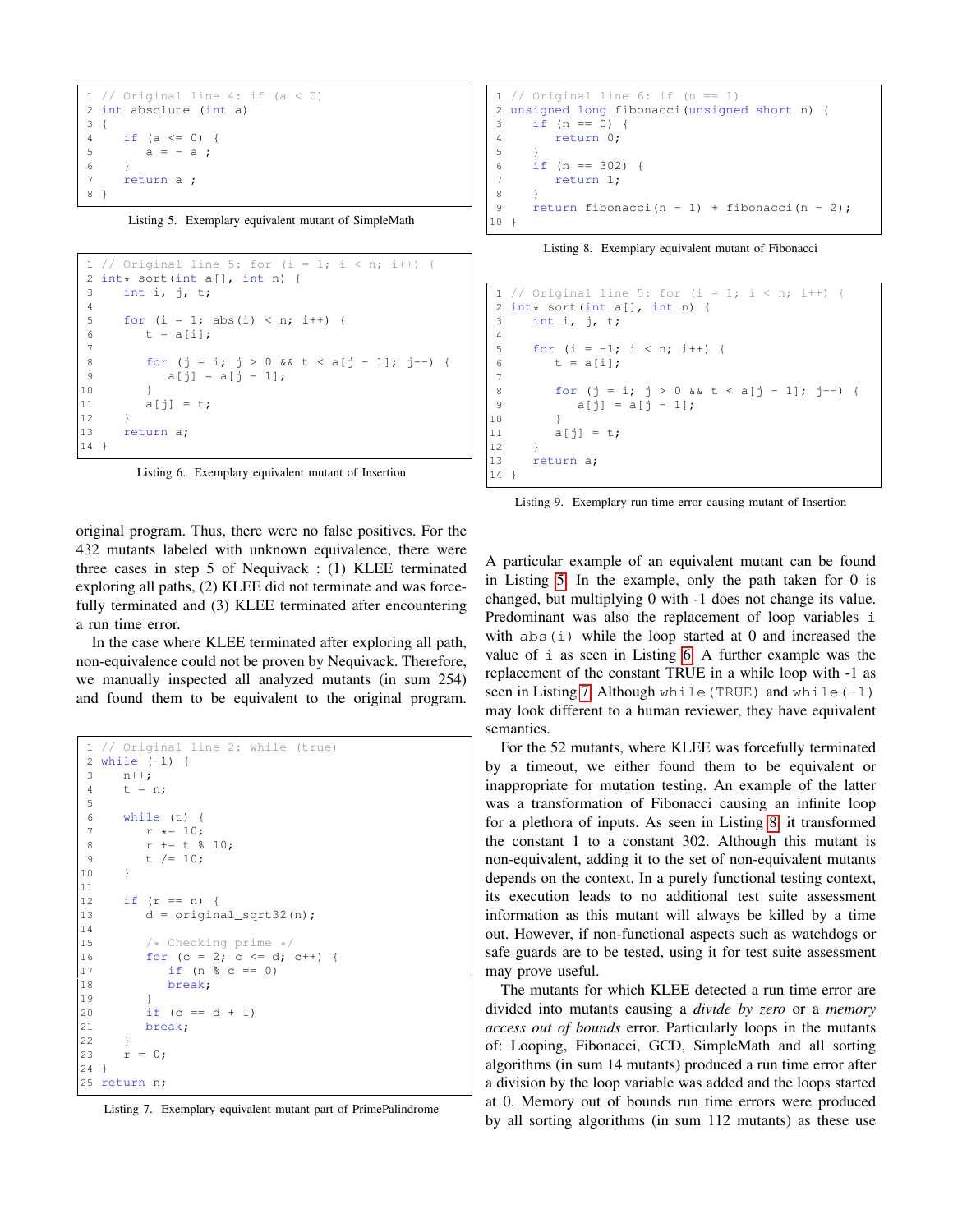```
// Original line 4: if (a < 0)
int absolute (int a)
{
   if (a <= 0) {
      a = - a ;
   }
   return a ;
}
```

Listing 5. Exemplary equivalent mutant of SimpleMath

```
// Original line 5: for (i = 1; i < n; i++) {
int* sort(int a[], int n) {
   int i, j, t;

   for (i = 1; abs(i) < n; i++) {
      t = a[i];

      for (j = i; j > 0 && t < a[j - 1]; j--) {
         a[j] = a[j - 1];
      }
      a[j] = t;
   }
   return a;
}
```

Listing 6. Exemplary equivalent mutant of Insertion

original program. Thus, there were no false positives. For the 432 mutants labeled with unknown equivalence, there were three cases in step 5 of Nequivack : (1) KLEE terminated exploring all paths, (2) KLEE did not terminate and was forcefully terminated and (3) KLEE terminated after encountering a run time error.

In the case where KLEE terminated after exploring all path, non-equivalence could not be proven by Nequivack. Therefore, we manually inspected all analyzed mutants (in sum 254) and found them to be equivalent to the original program.

```
// Original line 2: while (true)
while (-1) {
   n++;
   t = n;

   while (t) {
      r *= 10;
      r += t % 10;
      t /= 10;
   }

   if (r == n) {
      d = original_sqrt32(n);

      /* Checking prime */
      for (c = 2; c <= d; c++) {
         if (n % c == 0)
         break;
      }
      if (c == d + 1)
      break;
   }
   r = 0;
}
return n;
```

Listing 7. Exemplary equivalent mutant part of PrimePalindrome

```
// Original line 6: if (n == 1)
unsigned long fibonacci(unsigned short n) {
   if (n == 0) {
      return 0;
   }
   if (n == 302) {
      return 1;
   }
   return fibonacci(n - 1) + fibonacci(n - 2);
}
```

Listing 8. Exemplary equivalent mutant of Fibonacci

```
// Original line 5: for (i = 1; i < n; i++) {
int* sort(int a[], int n) {
   int i, j, t;

   for (i = -1; i < n; i++) {
      t = a[i];

      for (j = i; j > 0 && t < a[j - 1]; j--) {
         a[j] = a[j - 1];
      }
      a[j] = t;
   }
   return a;
}
```

Listing 9. Exemplary run time error causing mutant of Insertion

A particular example of an equivalent mutant can be found in Listing 5. In the example, only the path taken for 0 is changed, but multiplying 0 with -1 does not change its value. Predominant was also the replacement of loop variables `i` with `abs(i)` while the loop started at 0 and increased the value of `i` as seen in Listing 6. A further example was the replacement of the constant TRUE in a while loop with -1 as seen in Listing 7. Although `while(TRUE)` and `while(-1)` may look different to a human reviewer, they have equivalent semantics.

For the 52 mutants, where KLEE was forcefully terminated by a timeout, we either found them to be equivalent or inappropriate for mutation testing. An example of the latter was a transformation of Fibonacci causing an infinite loop for a plethora of inputs. As seen in Listing 8, it transformed the constant 1 to a constant 302. Although this mutant is non-equivalent, adding it to the set of non-equivalent mutants depends on the context. In a purely functional testing context, its execution leads to no additional test suite assessment information as this mutant will always be killed by a time out. However, if non-functional aspects such as watchdogs or safe guards are to be tested, using it for test suite assessment may prove useful.

The mutants for which KLEE detected a run time error are divided into mutants causing a *divide by zero* or a *memory access out of bounds* error. Particularly loops in the mutants of: Looping, Fibonacci, GCD, SimpleMath and all sorting algorithms (in sum 14 mutants) produced a run time error after a division by the loop variable was added and the loops started at 0. Memory out of bounds run time errors were produced by all sorting algorithms (in sum 112 mutants) as these use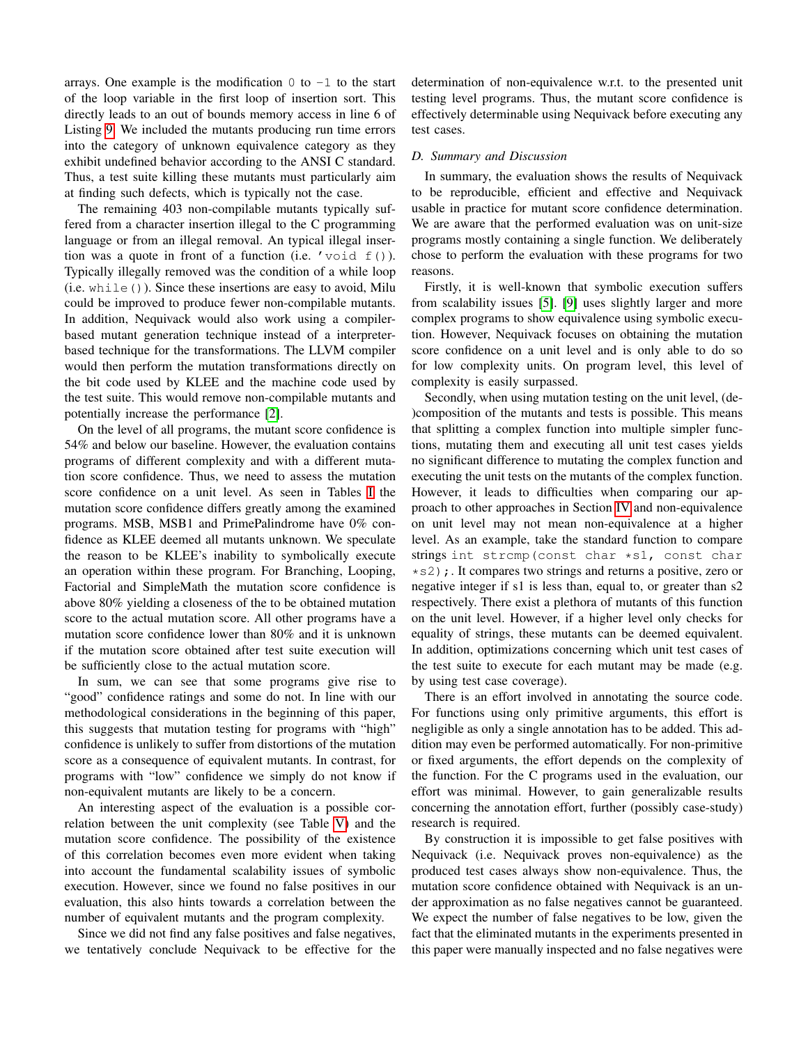arrays. One example is the modification `0` to `-1` to the start of the loop variable in the first loop of insertion sort. This directly leads to an out of bounds memory access in line 6 of Listing 9. We included the mutants producing run time errors into the category of unknown equivalence category as they exhibit undefined behavior according to the ANSI C standard. Thus, a test suite killing these mutants must particularly aim at finding such defects, which is typically not the case.

The remaining 403 non-compilable mutants typically suffered from a character insertion illegal to the C programming language or from an illegal removal. An typical illegal insertion was a quote in front of a function (i.e. `'void f()`). Typically illegally removed was the condition of a while loop (i.e. `while()`). Since these insertions are easy to avoid, Milu could be improved to produce fewer non-compilable mutants. In addition, Nequivack would also work using a compiler-based mutant generation technique instead of a interpreter-based technique for the transformations. The LLVM compiler would then perform the mutation transformations directly on the bit code used by KLEE and the machine code used by the test suite. This would remove non-compilable mutants and potentially increase the performance [2].

On the level of all programs, the mutant score confidence is 54% and below our baseline. However, the evaluation contains programs of different complexity and with a different mutation score confidence. Thus, we need to assess the mutation score confidence on a unit level. As seen in Tables I the mutation score confidence differs greatly among the examined programs. MSB, MSB1 and PrimePalindrome have 0% confidence as KLEE deemed all mutants unknown. We speculate the reason to be KLEE's inability to symbolically execute an operation within these program. For Branching, Looping, Factorial and SimpleMath the mutation score confidence is above 80% yielding a closeness of the to be obtained mutation score to the actual mutation score. All other programs have a mutation score confidence lower than 80% and it is unknown if the mutation score obtained after test suite execution will be sufficiently close to the actual mutation score.

In sum, we can see that some programs give rise to "good" confidence ratings and some do not. In line with our methodological considerations in the beginning of this paper, this suggests that mutation testing for programs with "high" confidence is unlikely to suffer from distortions of the mutation score as a consequence of equivalent mutants. In contrast, for programs with "low" confidence we simply do not know if non-equivalent mutants are likely to be a concern.

An interesting aspect of the evaluation is a possible correlation between the unit complexity (see Table V) and the mutation score confidence. The possibility of the existence of this correlation becomes even more evident when taking into account the fundamental scalability issues of symbolic execution. However, since we found no false positives in our evaluation, this also hints towards a correlation between the number of equivalent mutants and the program complexity.

Since we did not find any false positives and false negatives, we tentatively conclude Nequivack to be effective for the determination of non-equivalence w.r.t. to the presented unit testing level programs. Thus, the mutant score confidence is effectively determinable using Nequivack before executing any test cases.

### D. Summary and Discussion

In summary, the evaluation shows the results of Nequivack to be reproducible, efficient and effective and Nequivack usable in practice for mutant score confidence determination. We are aware that the performed evaluation was on unit-size programs mostly containing a single function. We deliberately chose to perform the evaluation with these programs for two reasons.

Firstly, it is well-known that symbolic execution suffers from scalability issues [5]. [9] uses slightly larger and more complex programs to show equivalence using symbolic execution. However, Nequivack focuses on obtaining the mutation score confidence on a unit level and is only able to do so for low complexity units. On program level, this level of complexity is easily surpassed.

Secondly, when using mutation testing on the unit level, (de-)composition of the mutants and tests is possible. This means that splitting a complex function into multiple simpler functions, mutating them and executing all unit test cases yields no significant difference to mutating the complex function and executing the unit tests on the mutants of the complex function. However, it leads to difficulties when comparing our approach to other approaches in Section IV and non-equivalence on unit level may not mean non-equivalence at a higher level. As an example, take the standard function to compare strings `int strcmp(const char *s1, const char *s2);`. It compares two strings and returns a positive, zero or negative integer if s1 is less than, equal to, or greater than s2 respectively. There exist a plethora of mutants of this function on the unit level. However, if a higher level only checks for equality of strings, these mutants can be deemed equivalent. In addition, optimizations concerning which unit test cases of the test suite to execute for each mutant may be made (e.g. by using test case coverage).

There is an effort involved in annotating the source code. For functions using only primitive arguments, this effort is negligible as only a single annotation has to be added. This addition may even be performed automatically. For non-primitive or fixed arguments, the effort depends on the complexity of the function. For the C programs used in the evaluation, our effort was minimal. However, to gain generalizable results concerning the annotation effort, further (possibly case-study) research is required.

By construction it is impossible to get false positives with Nequivack (i.e. Nequivack proves non-equivalence) as the produced test cases always show non-equivalence. Thus, the mutation score confidence obtained with Nequivack is an under approximation as no false negatives cannot be guaranteed. We expect the number of false negatives to be low, given the fact that the eliminated mutants in the experiments presented in this paper were manually inspected and no false negatives were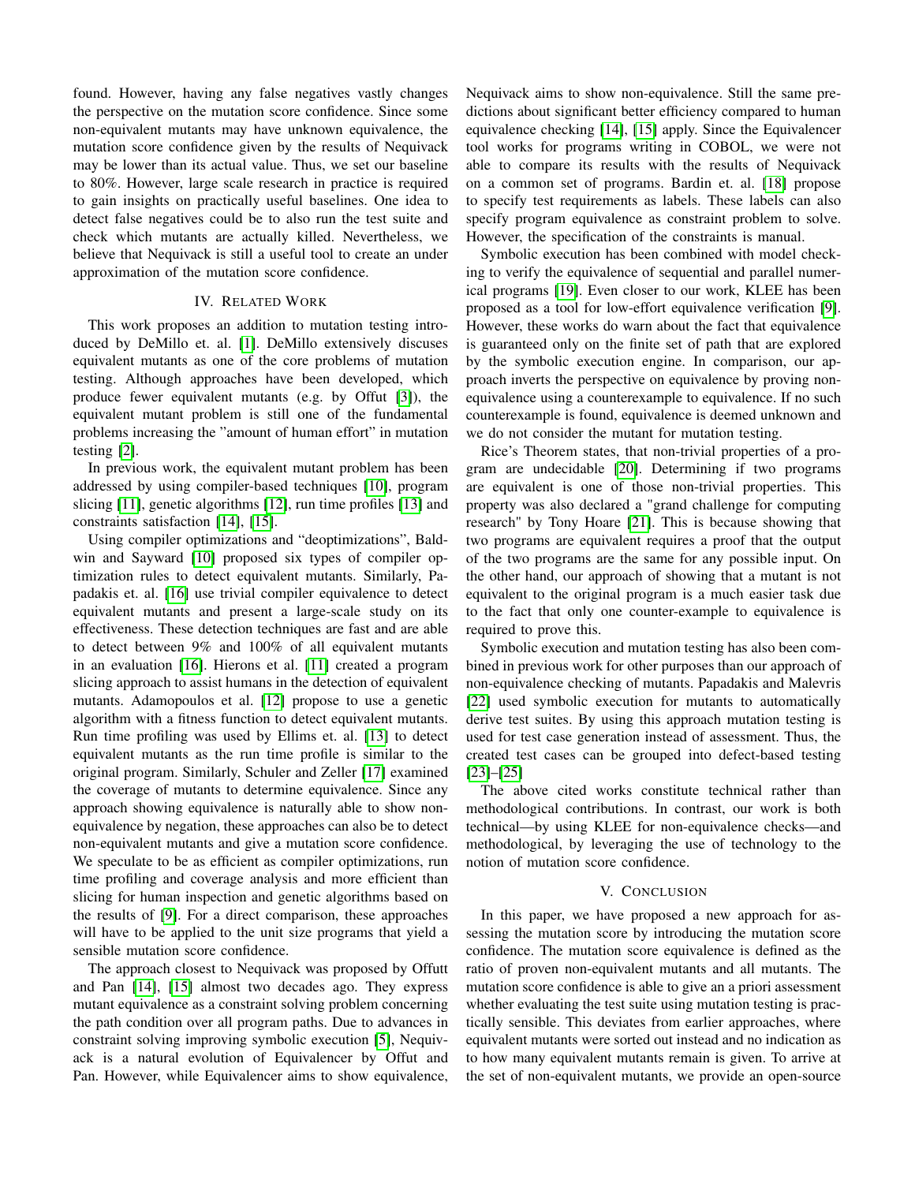found. However, having any false negatives vastly changes the perspective on the mutation score confidence. Since some non-equivalent mutants may have unknown equivalence, the mutation score confidence given by the results of Nequivack may be lower than its actual value. Thus, we set our baseline to 80%. However, large scale research in practice is required to gain insights on practically useful baselines. One idea to detect false negatives could be to also run the test suite and check which mutants are actually killed. Nevertheless, we believe that Nequivack is still a useful tool to create an under approximation of the mutation score confidence.

## IV. Related Work

This work proposes an addition to mutation testing introduced by DeMillo et. al. [1]. DeMillo extensively discuses equivalent mutants as one of the core problems of mutation testing. Although approaches have been developed, which produce fewer equivalent mutants (e.g. by Offut [3]), the equivalent mutant problem is still one of the fundamental problems increasing the "amount of human effort" in mutation testing [2].

In previous work, the equivalent mutant problem has been addressed by using compiler-based techniques [10], program slicing [11], genetic algorithms [12], run time profiles [13] and constraints satisfaction [14], [15].

Using compiler optimizations and "deoptimizations", Baldwin and Sayward [10] proposed six types of compiler optimization rules to detect equivalent mutants. Similarly, Papadakis et. al. [16] use trivial compiler equivalence to detect equivalent mutants and present a large-scale study on its effectiveness. These detection techniques are fast and are able to detect between 9% and 100% of all equivalent mutants in an evaluation [16]. Hierons et al. [11] created a program slicing approach to assist humans in the detection of equivalent mutants. Adamopoulos et al. [12] propose to use a genetic algorithm with a fitness function to detect equivalent mutants. Run time profiling was used by Ellims et. al. [13] to detect equivalent mutants as the run time profile is similar to the original program. Similarly, Schuler and Zeller [17] examined the coverage of mutants to determine equivalence. Since any approach showing equivalence is naturally able to show non-equivalence by negation, these approaches can also be to detect non-equivalent mutants and give a mutation score confidence. We speculate to be as efficient as compiler optimizations, run time profiling and coverage analysis and more efficient than slicing for human inspection and genetic algorithms based on the results of [9]. For a direct comparison, these approaches will have to be applied to the unit size programs that yield a sensible mutation score confidence.

The approach closest to Nequivack was proposed by Offutt and Pan [14], [15] almost two decades ago. They express mutant equivalence as a constraint solving problem concerning the path condition over all program paths. Due to advances in constraint solving improving symbolic execution [5], Nequivack is a natural evolution of Equivalencer by Offut and Pan. However, while Equivalencer aims to show equivalence, Nequivack aims to show non-equivalence. Still the same predictions about significant better efficiency compared to human equivalence checking [14], [15] apply. Since the Equivalencer tool works for programs writing in COBOL, we were not able to compare its results with the results of Nequivack on a common set of programs. Bardin et. al. [18] propose to specify test requirements as labels. These labels can also specify program equivalence as constraint problem to solve. However, the specification of the constraints is manual.

Symbolic execution has been combined with model checking to verify the equivalence of sequential and parallel numerical programs [19]. Even closer to our work, KLEE has been proposed as a tool for low-effort equivalence verification [9]. However, these works do warn about the fact that equivalence is guaranteed only on the finite set of path that are explored by the symbolic execution engine. In comparison, our approach inverts the perspective on equivalence by proving non-equivalence using a counterexample to equivalence. If no such counterexample is found, equivalence is deemed unknown and we do not consider the mutant for mutation testing.

Rice's Theorem states, that non-trivial properties of a program are undecidable [20]. Determining if two programs are equivalent is one of those non-trivial properties. This property was also declared a "grand challenge for computing research" by Tony Hoare [21]. This is because showing that two programs are equivalent requires a proof that the output of the two programs are the same for any possible input. On the other hand, our approach of showing that a mutant is not equivalent to the original program is a much easier task due to the fact that only one counter-example to equivalence is required to prove this.

Symbolic execution and mutation testing has also been combined in previous work for other purposes than our approach of non-equivalence checking of mutants. Papadakis and Malevris [22] used symbolic execution for mutants to automatically derive test suites. By using this approach mutation testing is used for test case generation instead of assessment. Thus, the created test cases can be grouped into defect-based testing [23]–[25]

The above cited works constitute technical rather than methodological contributions. In contrast, our work is both technical—by using KLEE for non-equivalence checks—and methodological, by leveraging the use of technology to the notion of mutation score confidence.

## V. Conclusion

In this paper, we have proposed a new approach for assessing the mutation score by introducing the mutation score confidence. The mutation score equivalence is defined as the ratio of proven non-equivalent mutants and all mutants. The mutation score confidence is able to give an a priori assessment whether evaluating the test suite using mutation testing is practically sensible. This deviates from earlier approaches, where equivalent mutants were sorted out instead and no indication as to how many equivalent mutants remain is given. To arrive at the set of non-equivalent mutants, we provide an open-source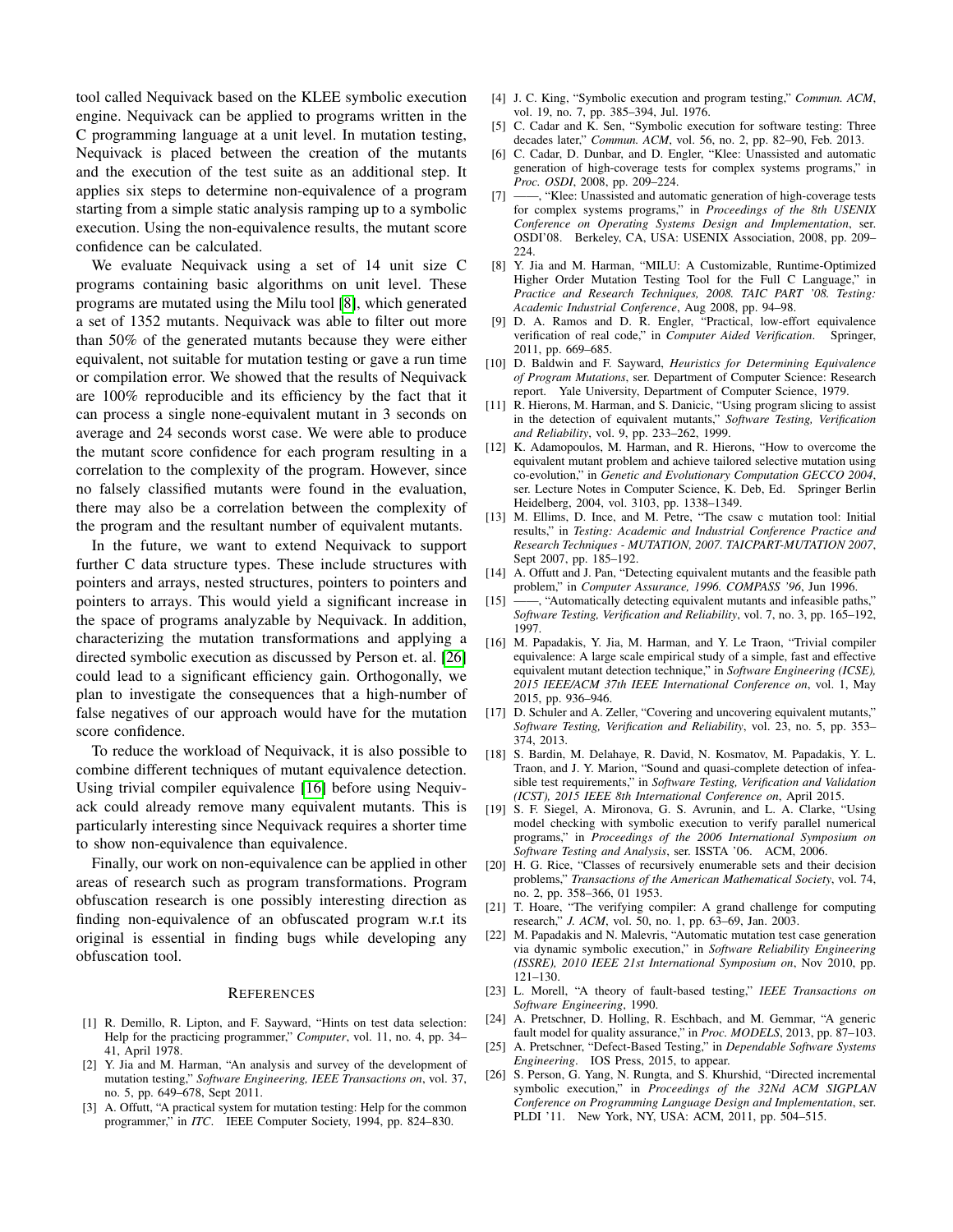tool called Nequivack based on the KLEE symbolic execution engine. Nequivack can be applied to programs written in the C programming language at a unit level. In mutation testing, Nequivack is placed between the creation of the mutants and the execution of the test suite as an additional step. It applies six steps to determine non-equivalence of a program starting from a simple static analysis ramping up to a symbolic execution. Using the non-equivalence results, the mutant score confidence can be calculated.

We evaluate Nequivack using a set of 14 unit size C programs containing basic algorithms on unit level. These programs are mutated using the Milu tool [8], which generated a set of 1352 mutants. Nequivack was able to filter out more than 50% of the generated mutants because they were either equivalent, not suitable for mutation testing or gave a run time or compilation error. We showed that the results of Nequivack are 100% reproducible and its efficiency by the fact that it can process a single none-equivalent mutant in 3 seconds on average and 24 seconds worst case. We were able to produce the mutant score confidence for each program resulting in a correlation to the complexity of the program. However, since no falsely classified mutants were found in the evaluation, there may also be a correlation between the complexity of the program and the resultant number of equivalent mutants.

In the future, we want to extend Nequivack to support further C data structure types. These include structures with pointers and arrays, nested structures, pointers to pointers and pointers to arrays. This would yield a significant increase in the space of programs analyzable by Nequivack. In addition, characterizing the mutation transformations and applying a directed symbolic execution as discussed by Person et. al. [26] could lead to a significant efficiency gain. Orthogonally, we plan to investigate the consequences that a high-number of false negatives of our approach would have for the mutation score confidence.

To reduce the workload of Nequivack, it is also possible to combine different techniques of mutant equivalence detection. Using trivial compiler equivalence [16] before using Nequivack could already remove many equivalent mutants. This is particularly interesting since Nequivack requires a shorter time to show non-equivalence than equivalence.

Finally, our work on non-equivalence can be applied in other areas of research such as program transformations. Program obfuscation research is one possibly interesting direction as finding non-equivalence of an obfuscated program w.r.t its original is essential in finding bugs while developing any obfuscation tool.

## References

[1] R. Demillo, R. Lipton, and F. Sayward, "Hints on test data selection: Help for the practicing programmer," *Computer*, vol. 11, no. 4, pp. 34–41, April 1978.

[2] Y. Jia and M. Harman, "An analysis and survey of the development of mutation testing," *Software Engineering, IEEE Transactions on*, vol. 37, no. 5, pp. 649–678, Sept 2011.

[3] A. Offutt, "A practical system for mutation testing: Help for the common programmer," in *ITC*. IEEE Computer Society, 1994, pp. 824–830.

[4] J. C. King, "Symbolic execution and program testing," *Commun. ACM*, vol. 19, no. 7, pp. 385–394, Jul. 1976.

[5] C. Cadar and K. Sen, "Symbolic execution for software testing: Three decades later," *Commun. ACM*, vol. 56, no. 2, pp. 82–90, Feb. 2013.

[6] C. Cadar, D. Dunbar, and D. Engler, "Klee: Unassisted and automatic generation of high-coverage tests for complex systems programs," in *Proc. OSDI*, 2008, pp. 209–224.

[7] ——, "Klee: Unassisted and automatic generation of high-coverage tests for complex systems programs," in *Proceedings of the 8th USENIX Conference on Operating Systems Design and Implementation*, ser. OSDI'08. Berkeley, CA, USA: USENIX Association, 2008, pp. 209–224.

[8] Y. Jia and M. Harman, "MILU: A Customizable, Runtime-Optimized Higher Order Mutation Testing Tool for the Full C Language," in *Practice and Research Techniques, 2008. TAIC PART '08. Testing: Academic Industrial Conference*, Aug 2008, pp. 94–98.

[9] D. A. Ramos and D. R. Engler, "Practical, low-effort equivalence verification of real code," in *Computer Aided Verification*. Springer, 2011, pp. 669–685.

[10] D. Baldwin and F. Sayward, *Heuristics for Determining Equivalence of Program Mutations*, ser. Department of Computer Science: Research report. Yale University, Department of Computer Science, 1979.

[11] R. Hierons, M. Harman, and S. Danicic, "Using program slicing to assist in the detection of equivalent mutants," *Software Testing, Verification and Reliability*, vol. 9, pp. 233–262, 1999.

[12] K. Adamopoulos, M. Harman, and R. Hierons, "How to overcome the equivalent mutant problem and achieve tailored selective mutation using co-evolution," in *Genetic and Evolutionary Computation GECCO 2004*, ser. Lecture Notes in Computer Science, K. Deb, Ed. Springer Berlin Heidelberg, 2004, vol. 3103, pp. 1338–1349.

[13] M. Ellims, D. Ince, and M. Petre, "The csaw c mutation tool: Initial results," in *Testing: Academic and Industrial Conference Practice and Research Techniques - MUTATION, 2007. TAICPART-MUTATION 2007*, Sept 2007, pp. 185–192.

[14] A. Offutt and J. Pan, "Detecting equivalent mutants and the feasible path problem," in *Computer Assurance, 1996. COMPASS '96*, Jun 1996.

[15] ——, "Automatically detecting equivalent mutants and infeasible paths," *Software Testing, Verification and Reliability*, vol. 7, no. 3, pp. 165–192, 1997.

[16] M. Papadakis, Y. Jia, M. Harman, and Y. Le Traon, "Trivial compiler equivalence: A large scale empirical study of a simple, fast and effective equivalent mutant detection technique," in *Software Engineering (ICSE), 2015 IEEE/ACM 37th IEEE International Conference on*, vol. 1, May 2015, pp. 936–946.

[17] D. Schuler and A. Zeller, "Covering and uncovering equivalent mutants," *Software Testing, Verification and Reliability*, vol. 23, no. 5, pp. 353–374, 2013.

[18] S. Bardin, M. Delahaye, R. David, N. Kosmatov, M. Papadakis, Y. L. Traon, and J. Y. Marion, "Sound and quasi-complete detection of infeasible test requirements," in *Software Testing, Verification and Validation (ICST), 2015 IEEE 8th International Conference on*, April 2015.

[19] S. F. Siegel, A. Mironova, G. S. Avrunin, and L. A. Clarke, "Using model checking with symbolic execution to verify parallel numerical programs," in *Proceedings of the 2006 International Symposium on Software Testing and Analysis*, ser. ISSTA '06. ACM, 2006.

[20] H. G. Rice, "Classes of recursively enumerable sets and their decision problems," *Transactions of the American Mathematical Society*, vol. 74, no. 2, pp. 358–366, 01 1953.

[21] T. Hoare, "The verifying compiler: A grand challenge for computing research," *J. ACM*, vol. 50, no. 1, pp. 63–69, Jan. 2003.

[22] M. Papadakis and N. Malevris, "Automatic mutation test case generation via dynamic symbolic execution," in *Software Reliability Engineering (ISSRE), 2010 IEEE 21st International Symposium on*, Nov 2010, pp. 121–130.

[23] L. Morell, "A theory of fault-based testing," *IEEE Transactions on Software Engineering*, 1990.

[24] A. Pretschner, D. Holling, R. Eschbach, and M. Gemmar, "A generic fault model for quality assurance," in *Proc. MODELS*, 2013, pp. 87–103.

[25] A. Pretschner, "Defect-Based Testing," in *Dependable Software Systems Engineering*. IOS Press, 2015, to appear.

[26] S. Person, G. Yang, N. Rungta, and S. Khurshid, "Directed incremental symbolic execution," in *Proceedings of the 32Nd ACM SIGPLAN Conference on Programming Language Design and Implementation*, ser. PLDI '11. New York, NY, USA: ACM, 2011, pp. 504–515.